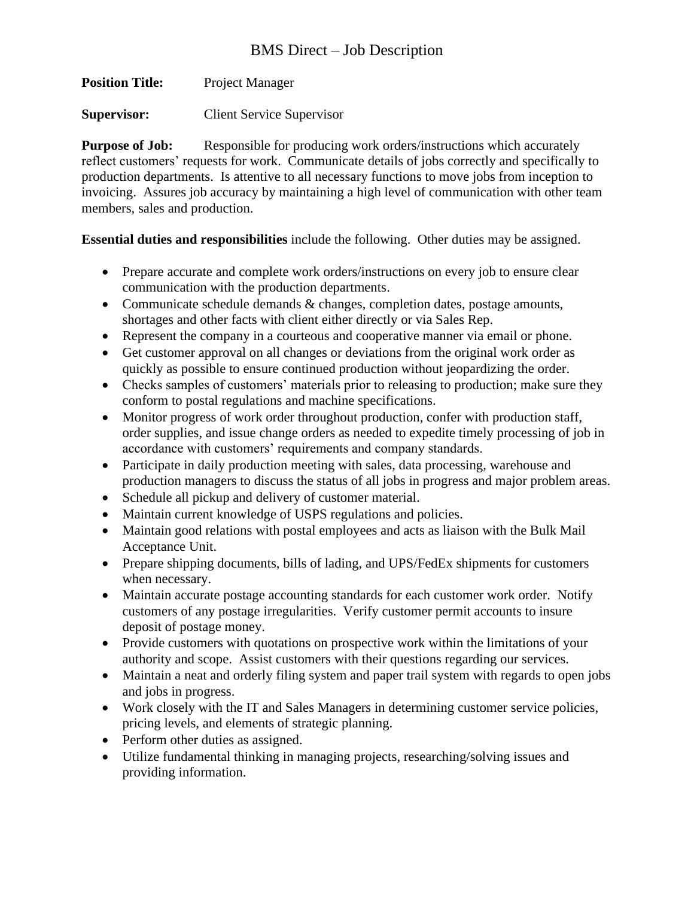# BMS Direct – Job Description

**Position Title:** Project Manager

**Supervisor:** Client Service Supervisor

**Purpose of Job:** Responsible for producing work orders/instructions which accurately reflect customers' requests for work. Communicate details of jobs correctly and specifically to production departments. Is attentive to all necessary functions to move jobs from inception to invoicing. Assures job accuracy by maintaining a high level of communication with other team members, sales and production.

**Essential duties and responsibilities** include the following. Other duties may be assigned.

- Prepare accurate and complete work orders/instructions on every job to ensure clear communication with the production departments.
- Communicate schedule demands & changes, completion dates, postage amounts, shortages and other facts with client either directly or via Sales Rep.
- Represent the company in a courteous and cooperative manner via email or phone.
- Get customer approval on all changes or deviations from the original work order as quickly as possible to ensure continued production without jeopardizing the order.
- Checks samples of customers' materials prior to releasing to production; make sure they conform to postal regulations and machine specifications.
- Monitor progress of work order throughout production, confer with production staff, order supplies, and issue change orders as needed to expedite timely processing of job in accordance with customers' requirements and company standards.
- Participate in daily production meeting with sales, data processing, warehouse and production managers to discuss the status of all jobs in progress and major problem areas.
- Schedule all pickup and delivery of customer material.
- Maintain current knowledge of USPS regulations and policies.
- Maintain good relations with postal employees and acts as liaison with the Bulk Mail Acceptance Unit.
- Prepare shipping documents, bills of lading, and UPS/FedEx shipments for customers when necessary.
- Maintain accurate postage accounting standards for each customer work order. Notify customers of any postage irregularities. Verify customer permit accounts to insure deposit of postage money.
- Provide customers with quotations on prospective work within the limitations of your authority and scope. Assist customers with their questions regarding our services.
- Maintain a neat and orderly filing system and paper trail system with regards to open jobs and jobs in progress.
- Work closely with the IT and Sales Managers in determining customer service policies, pricing levels, and elements of strategic planning.
- Perform other duties as assigned.
- Utilize fundamental thinking in managing projects, researching/solving issues and providing information.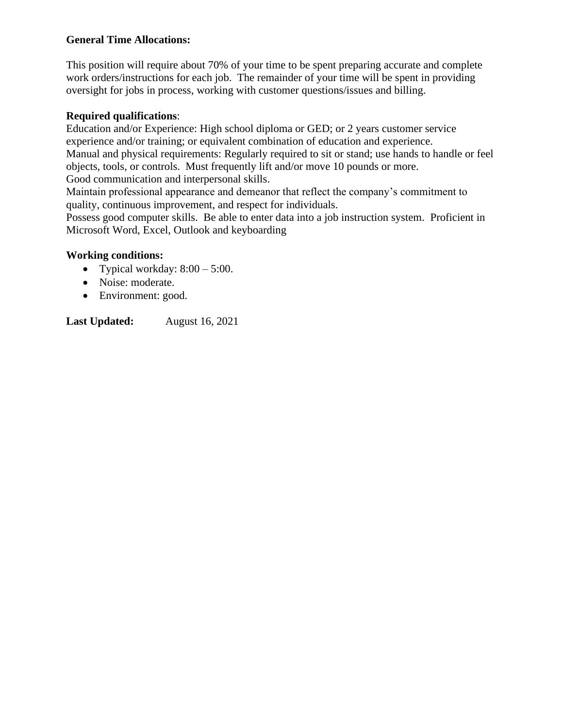**General Time Allocations:**

This position will require about 70% of your time to be spent preparing accurate and complete work orders/instructions for each job. The remainder of your time will be spent in providing oversight for jobs in process, working with customer questions/issues and billing.

**Required qualifications**:

Education and/or Experience: High school diploma or GED; or 2 years customer service experience and/or training; or equivalent combination of education and experience.

Manual and physical requirements: Regularly required to sit or stand; use hands to handle or feel objects, tools, or controls. Must frequently lift and/or move 10 pounds or more.

Good communication and interpersonal skills.

Maintain professional appearance and demeanor that reflect the company's commitment to quality, continuous improvement, and respect for individuals.

Possess good computer skills. Be able to enter data into a job instruction system. Proficient in Microsoft Word, Excel, Outlook and keyboarding

**Working conditions:**

- Typical workday: 8:00 – 5:00.
- Noise: moderate.
- Environment: good.

**Last Updated:** August 16, 2021